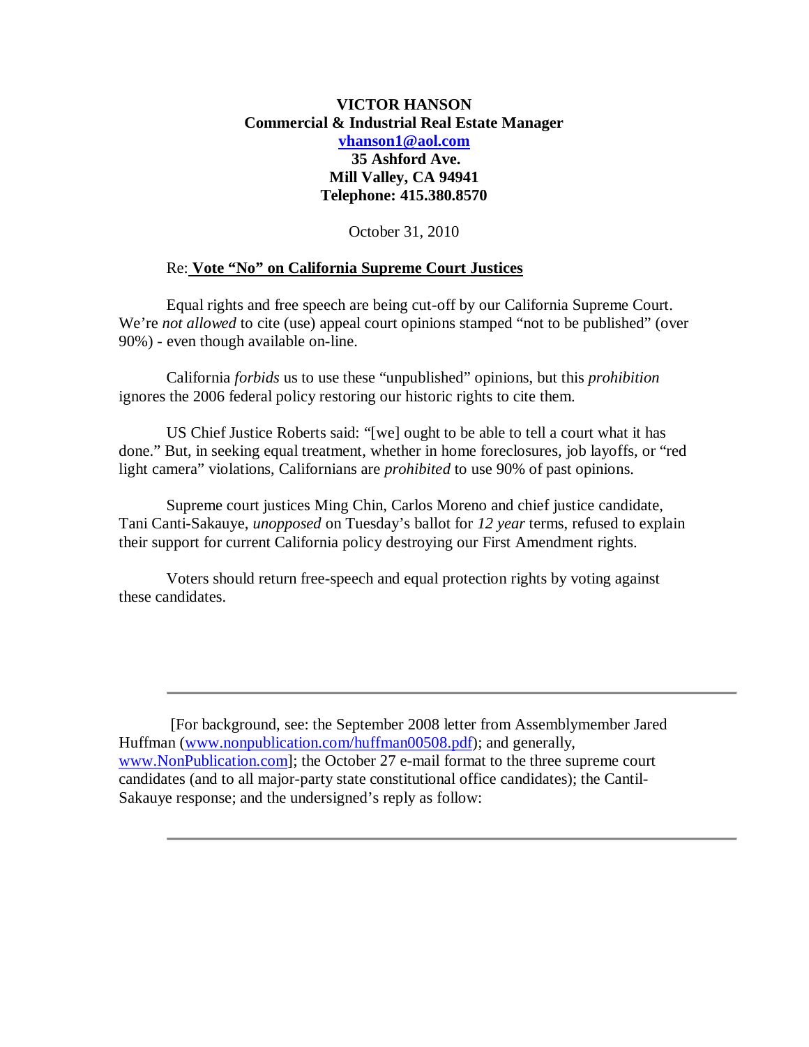**VICTOR HANSON**
**Commercial & Industrial Real Estate Manager**
**vhanson1@aol.com**
**35 Ashford Ave.**
**Mill Valley, CA 94941**
**Telephone: 415.380.8570**

October 31, 2010

Re: **Vote "No" on California Supreme Court Justices**

Equal rights and free speech are being cut-off by our California Supreme Court. We're *not allowed* to cite (use) appeal court opinions stamped "not to be published" (over 90%) - even though available on-line.

California *forbids* us to use these "unpublished" opinions, but this *prohibition* ignores the 2006 federal policy restoring our historic rights to cite them.

US Chief Justice Roberts said: "[we] ought to be able to tell a court what it has done." But, in seeking equal treatment, whether in home foreclosures, job layoffs, or "red light camera" violations, Californians are *prohibited* to use 90% of past opinions.

Supreme court justices Ming Chin, Carlos Moreno and chief justice candidate, Tani Canti-Sakauye, *unopposed* on Tuesday's ballot for *12 year* terms, refused to explain their support for current California policy destroying our First Amendment rights.

Voters should return free-speech and equal protection rights by voting against these candidates.

---

[For background, see: the September 2008 letter from Assemblymember Jared Huffman (www.nonpublication.com/huffman00508.pdf); and generally, www.NonPublication.com]; the October 27 e-mail format to the three supreme court candidates (and to all major-party state constitutional office candidates); the Cantil-Sakauye response; and the undersigned's reply as follow:

---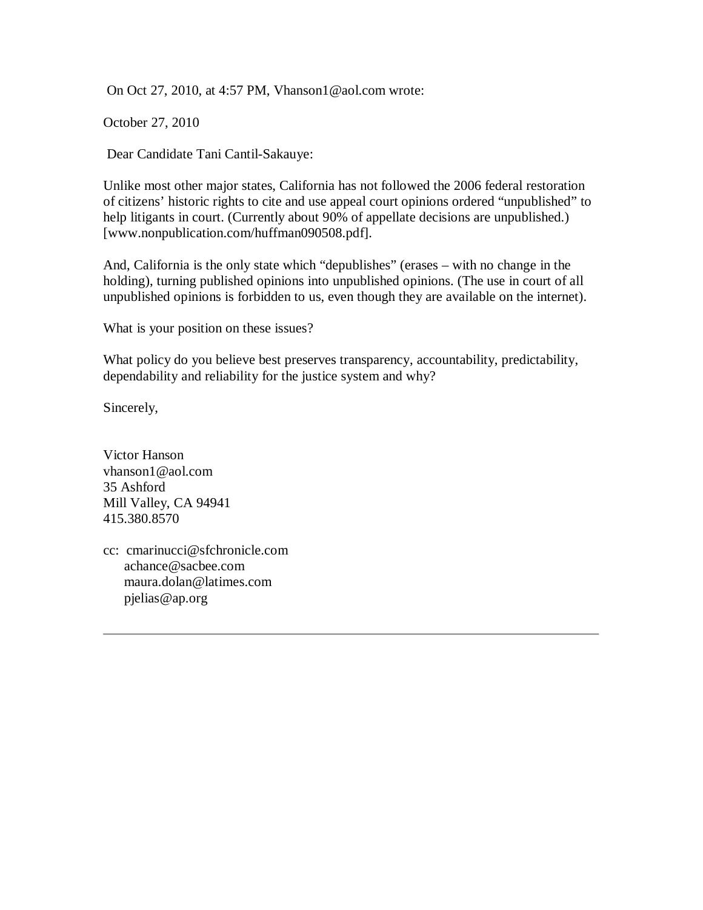On Oct 27, 2010, at 4:57 PM, Vhanson1@aol.com wrote:

October 27, 2010

Dear Candidate Tani Cantil-Sakauye:

Unlike most other major states, California has not followed the 2006 federal restoration of citizens' historic rights to cite and use appeal court opinions ordered "unpublished" to help litigants in court. (Currently about 90% of appellate decisions are unpublished.) [www.nonpublication.com/huffman090508.pdf].

And, California is the only state which "depublishes" (erases – with no change in the holding), turning published opinions into unpublished opinions. (The use in court of all unpublished opinions is forbidden to us, even though they are available on the internet).

What is your position on these issues?

What policy do you believe best preserves transparency, accountability, predictability, dependability and reliability for the justice system and why?

Sincerely,

Victor Hanson
vhanson1@aol.com
35 Ashford
Mill Valley, CA 94941
415.380.8570

cc: cmarinucci@sfchronicle.com
achance@sacbee.com
maura.dolan@latimes.com
pjelias@ap.org

---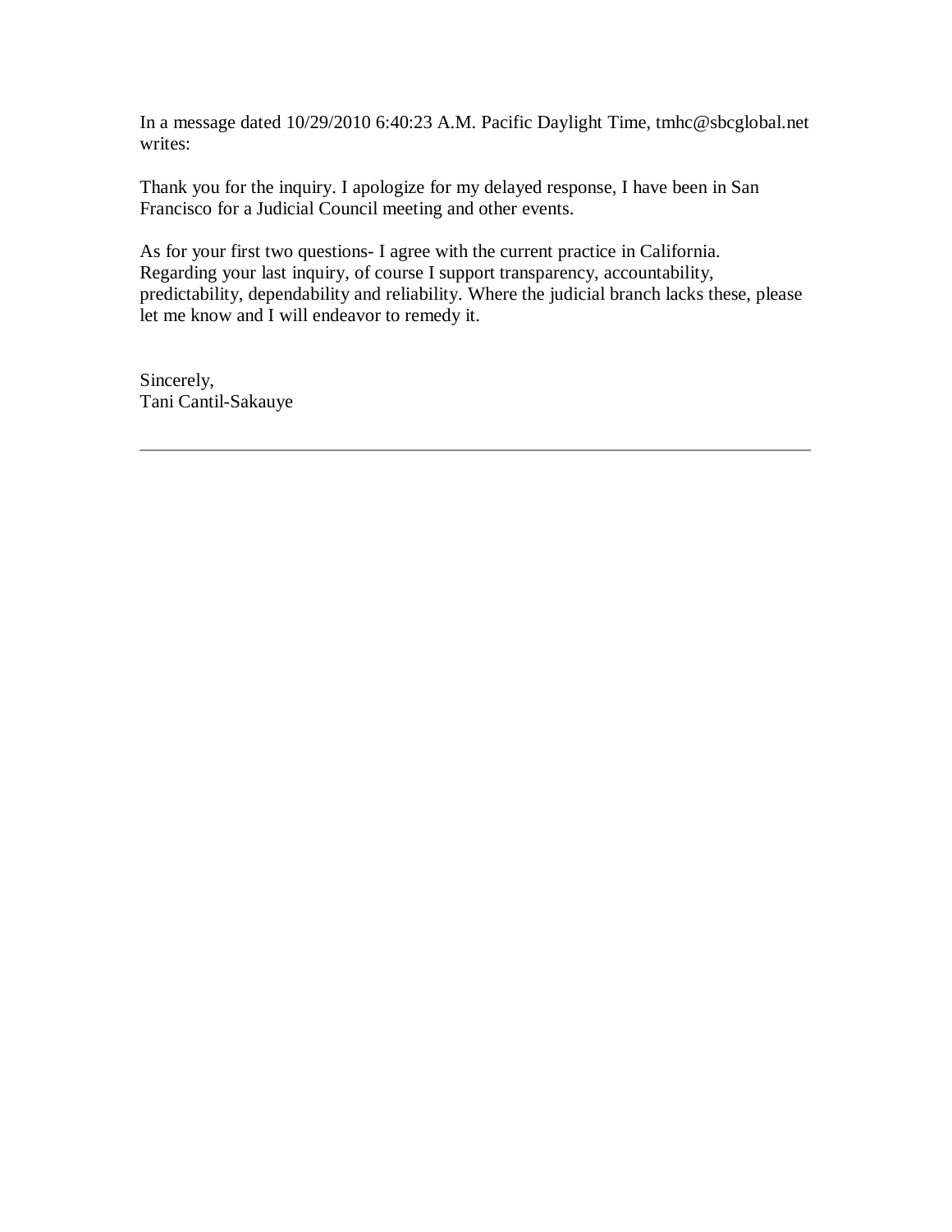In a message dated 10/29/2010 6:40:23 A.M. Pacific Daylight Time, tmhc@sbcglobal.net writes:

Thank you for the inquiry. I apologize for my delayed response, I have been in San Francisco for a Judicial Council meeting and other events.

As for your first two questions- I agree with the current practice in California. Regarding your last inquiry, of course I support transparency, accountability, predictability, dependability and reliability. Where the judicial branch lacks these, please let me know and I will endeavor to remedy it.

Sincerely,
Tani Cantil-Sakauye

---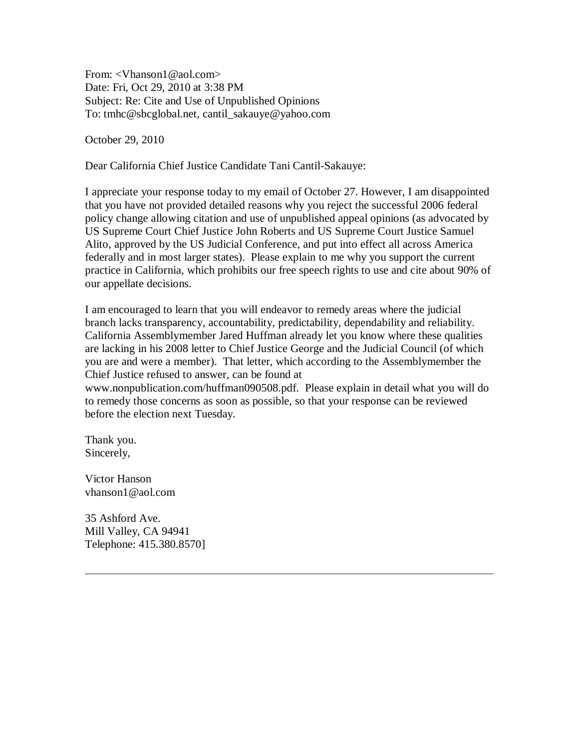From: <Vhanson1@aol.com>
Date: Fri, Oct 29, 2010 at 3:38 PM
Subject: Re: Cite and Use of Unpublished Opinions
To: tmhc@sbcglobal.net, cantil_sakauye@yahoo.com

October 29, 2010

Dear California Chief Justice Candidate Tani Cantil-Sakauye:

I appreciate your response today to my email of October 27. However, I am disappointed that you have not provided detailed reasons why you reject the successful 2006 federal policy change allowing citation and use of unpublished appeal opinions (as advocated by US Supreme Court Chief Justice John Roberts and US Supreme Court Justice Samuel Alito, approved by the US Judicial Conference, and put into effect all across America federally and in most larger states). Please explain to me why you support the current practice in California, which prohibits our free speech rights to use and cite about 90% of our appellate decisions.

I am encouraged to learn that you will endeavor to remedy areas where the judicial branch lacks transparency, accountability, predictability, dependability and reliability. California Assemblymember Jared Huffman already let you know where these qualities are lacking in his 2008 letter to Chief Justice George and the Judicial Council (of which you are and were a member). That letter, which according to the Assemblymember the Chief Justice refused to answer, can be found at www.nonpublication.com/huffman090508.pdf. Please explain in detail what you will do to remedy those concerns as soon as possible, so that your response can be reviewed before the election next Tuesday.

Thank you.
Sincerely,

Victor Hanson
vhanson1@aol.com

35 Ashford Ave.
Mill Valley, CA 94941
Telephone: 415.380.8570]

---